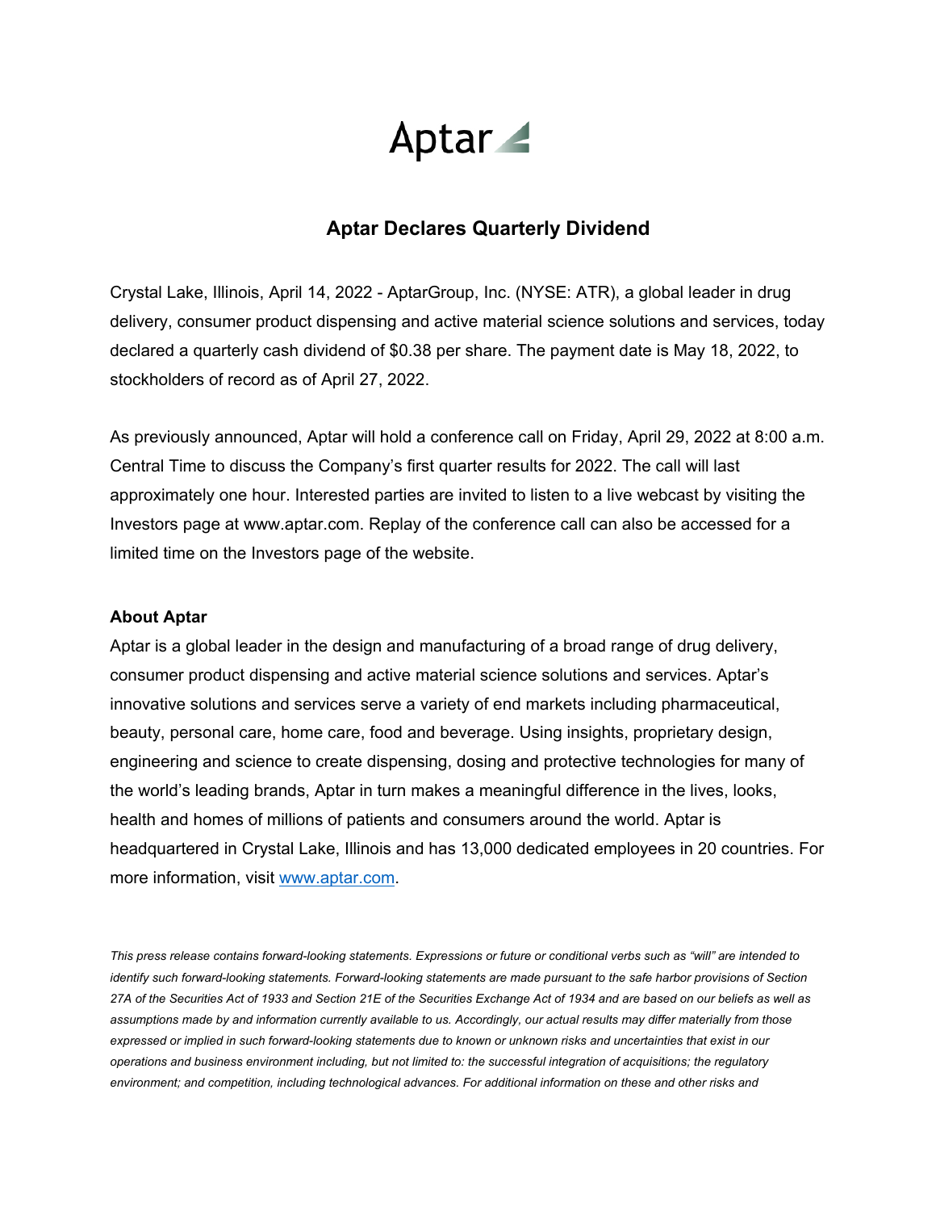Aptar

## Aptar Declares Quarterly Dividend

Crystal Lake, Illinois, April 14, 2022 - AptarGroup, Inc. (NYSE: ATR), a global leader in drug delivery, consumer product dispensing and active material science solutions and services, today declared a quarterly cash dividend of $0.38 per share. The payment date is May 18, 2022, to stockholders of record as of April 27, 2022.

As previously announced, Aptar will hold a conference call on Friday, April 29, 2022 at 8:00 a.m. Central Time to discuss the Company's first quarter results for 2022. The call will last approximately one hour. Interested parties are invited to listen to a live webcast by visiting the Investors page at www.aptar.com. Replay of the conference call can also be accessed for a limited time on the Investors page of the website.

**About Aptar**

Aptar is a global leader in the design and manufacturing of a broad range of drug delivery, consumer product dispensing and active material science solutions and services. Aptar's innovative solutions and services serve a variety of end markets including pharmaceutical, beauty, personal care, home care, food and beverage. Using insights, proprietary design, engineering and science to create dispensing, dosing and protective technologies for many of the world's leading brands, Aptar in turn makes a meaningful difference in the lives, looks, health and homes of millions of patients and consumers around the world. Aptar is headquartered in Crystal Lake, Illinois and has 13,000 dedicated employees in 20 countries. For more information, visit [www.aptar.com](http://www.aptar.com).

*This press release contains forward-looking statements. Expressions or future or conditional verbs such as "will" are intended to identify such forward-looking statements. Forward-looking statements are made pursuant to the safe harbor provisions of Section 27A of the Securities Act of 1933 and Section 21E of the Securities Exchange Act of 1934 and are based on our beliefs as well as assumptions made by and information currently available to us. Accordingly, our actual results may differ materially from those expressed or implied in such forward-looking statements due to known or unknown risks and uncertainties that exist in our operations and business environment including, but not limited to: the successful integration of acquisitions; the regulatory environment; and competition, including technological advances. For additional information on these and other risks and*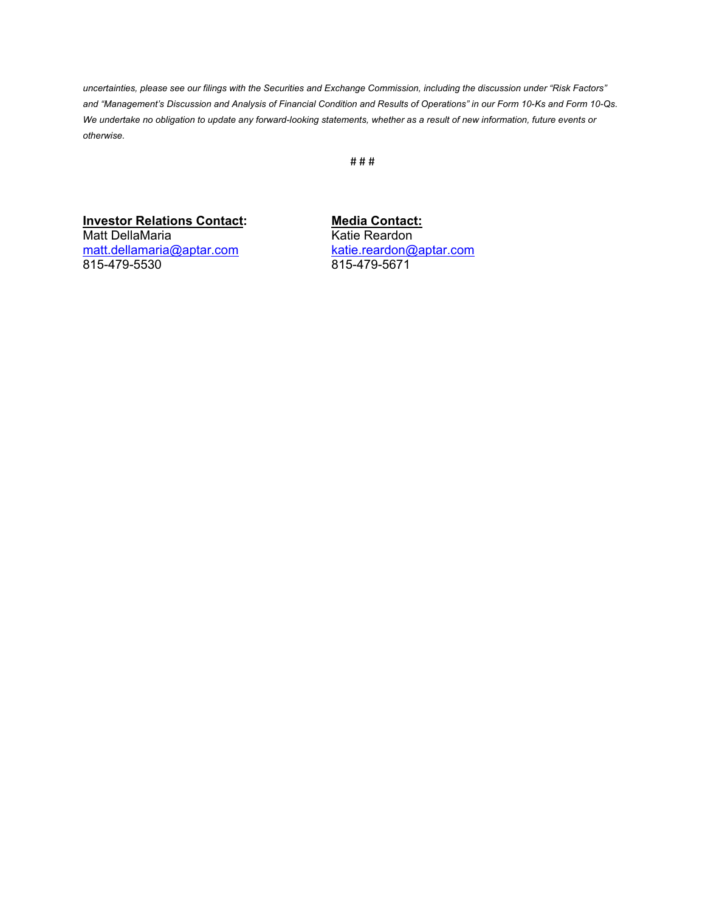*uncertainties, please see our filings with the Securities and Exchange Commission, including the discussion under "Risk Factors" and "Management's Discussion and Analysis of Financial Condition and Results of Operations" in our Form 10-Ks and Form 10-Qs. We undertake no obligation to update any forward-looking statements, whether as a result of new information, future events or otherwise.*

# # #

**Investor Relations Contact:**
Matt DellaMaria
matt.dellamaria@aptar.com
815-479-5530

**Media Contact:**
Katie Reardon
katie.reardon@aptar.com
815-479-5671